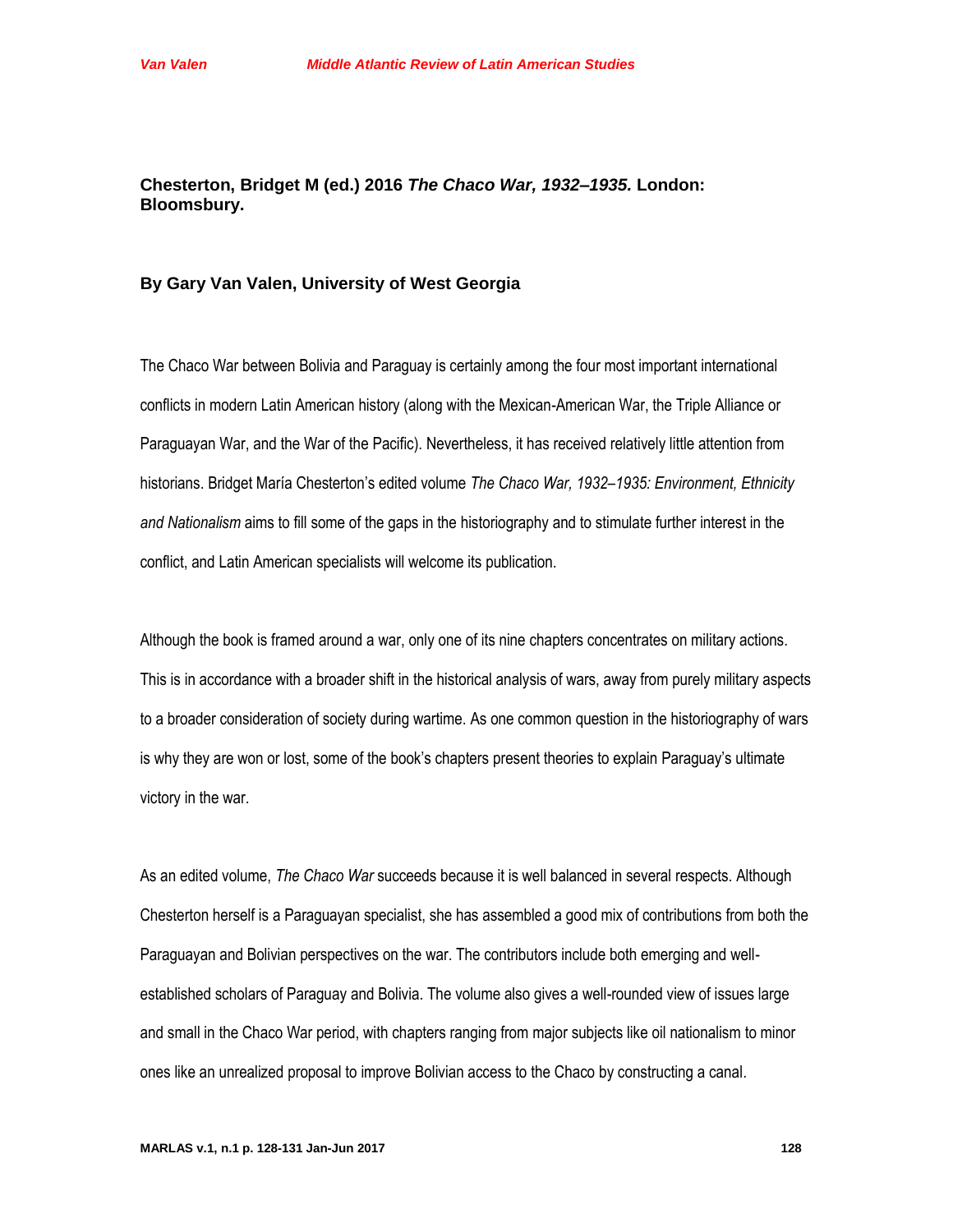**Chesterton, Bridget M (ed.) 2016 *The Chaco War, 1932–1935.* London: Bloomsbury.**

**By Gary Van Valen, University of West Georgia**

The Chaco War between Bolivia and Paraguay is certainly among the four most important international conflicts in modern Latin American history (along with the Mexican-American War, the Triple Alliance or Paraguayan War, and the War of the Pacific). Nevertheless, it has received relatively little attention from historians. Bridget María Chesterton's edited volume *The Chaco War, 1932–1935: Environment, Ethnicity and Nationalism* aims to fill some of the gaps in the historiography and to stimulate further interest in the conflict, and Latin American specialists will welcome its publication.

Although the book is framed around a war, only one of its nine chapters concentrates on military actions. This is in accordance with a broader shift in the historical analysis of wars, away from purely military aspects to a broader consideration of society during wartime. As one common question in the historiography of wars is why they are won or lost, some of the book's chapters present theories to explain Paraguay's ultimate victory in the war.

As an edited volume, *The Chaco War* succeeds because it is well balanced in several respects. Although Chesterton herself is a Paraguayan specialist, she has assembled a good mix of contributions from both the Paraguayan and Bolivian perspectives on the war. The contributors include both emerging and well-established scholars of Paraguay and Bolivia. The volume also gives a well-rounded view of issues large and small in the Chaco War period, with chapters ranging from major subjects like oil nationalism to minor ones like an unrealized proposal to improve Bolivian access to the Chaco by constructing a canal.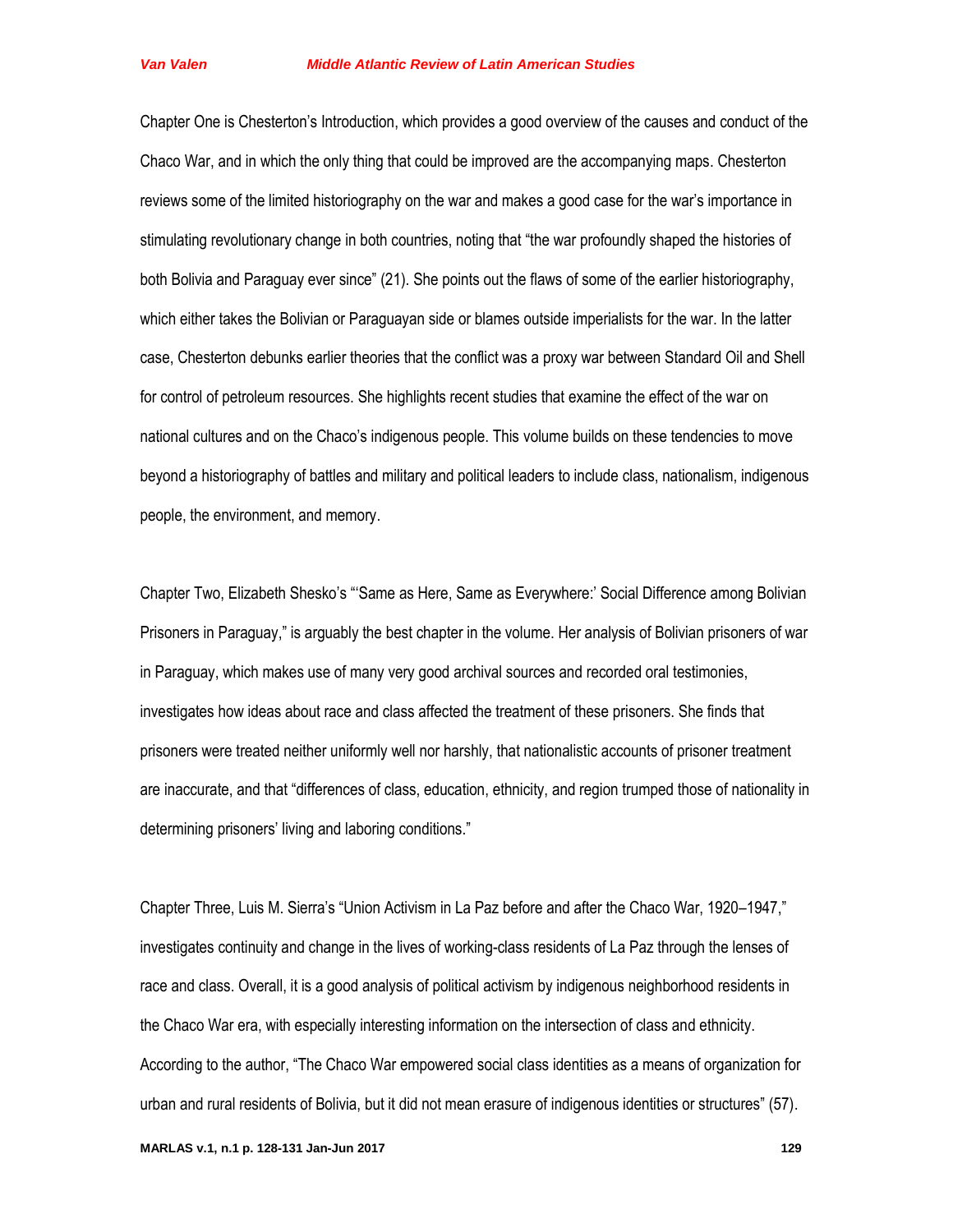Chapter One is Chesterton's Introduction, which provides a good overview of the causes and conduct of the Chaco War, and in which the only thing that could be improved are the accompanying maps. Chesterton reviews some of the limited historiography on the war and makes a good case for the war's importance in stimulating revolutionary change in both countries, noting that "the war profoundly shaped the histories of both Bolivia and Paraguay ever since" (21). She points out the flaws of some of the earlier historiography, which either takes the Bolivian or Paraguayan side or blames outside imperialists for the war. In the latter case, Chesterton debunks earlier theories that the conflict was a proxy war between Standard Oil and Shell for control of petroleum resources. She highlights recent studies that examine the effect of the war on national cultures and on the Chaco's indigenous people. This volume builds on these tendencies to move beyond a historiography of battles and military and political leaders to include class, nationalism, indigenous people, the environment, and memory.

Chapter Two, Elizabeth Shesko's "'Same as Here, Same as Everywhere:' Social Difference among Bolivian Prisoners in Paraguay," is arguably the best chapter in the volume. Her analysis of Bolivian prisoners of war in Paraguay, which makes use of many very good archival sources and recorded oral testimonies, investigates how ideas about race and class affected the treatment of these prisoners. She finds that prisoners were treated neither uniformly well nor harshly, that nationalistic accounts of prisoner treatment are inaccurate, and that "differences of class, education, ethnicity, and region trumped those of nationality in determining prisoners' living and laboring conditions."

Chapter Three, Luis M. Sierra's "Union Activism in La Paz before and after the Chaco War, 1920–1947," investigates continuity and change in the lives of working-class residents of La Paz through the lenses of race and class. Overall, it is a good analysis of political activism by indigenous neighborhood residents in the Chaco War era, with especially interesting information on the intersection of class and ethnicity. According to the author, "The Chaco War empowered social class identities as a means of organization for urban and rural residents of Bolivia, but it did not mean erasure of indigenous identities or structures" (57).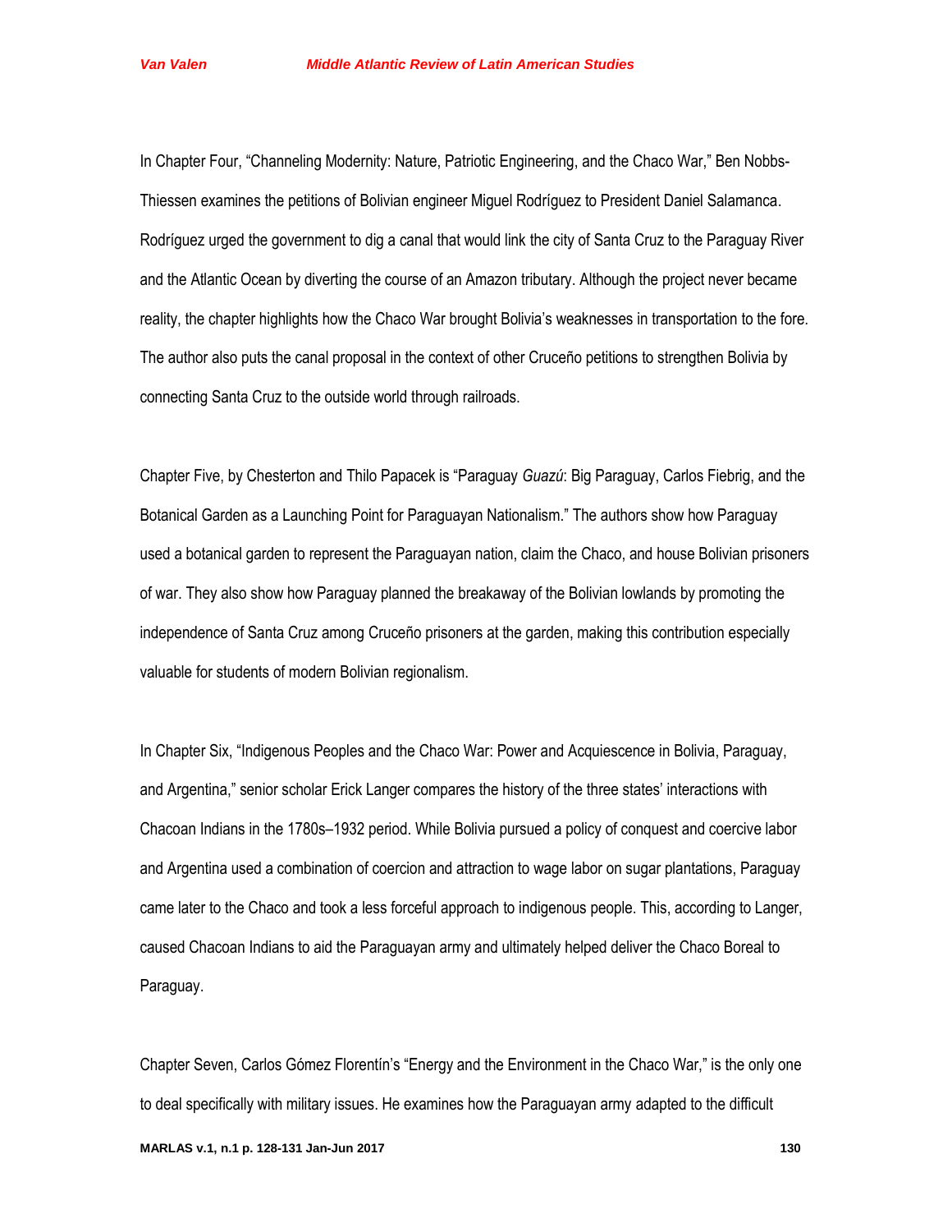In Chapter Four, “Channeling Modernity: Nature, Patriotic Engineering, and the Chaco War,” Ben Nobbs-Thiessen examines the petitions of Bolivian engineer Miguel Rodríguez to President Daniel Salamanca. Rodríguez urged the government to dig a canal that would link the city of Santa Cruz to the Paraguay River and the Atlantic Ocean by diverting the course of an Amazon tributary. Although the project never became reality, the chapter highlights how the Chaco War brought Bolivia’s weaknesses in transportation to the fore. The author also puts the canal proposal in the context of other Cruceño petitions to strengthen Bolivia by connecting Santa Cruz to the outside world through railroads.

Chapter Five, by Chesterton and Thilo Papacek is “Paraguay *Guazú*: Big Paraguay, Carlos Fiebrig, and the Botanical Garden as a Launching Point for Paraguayan Nationalism.” The authors show how Paraguay used a botanical garden to represent the Paraguayan nation, claim the Chaco, and house Bolivian prisoners of war. They also show how Paraguay planned the breakaway of the Bolivian lowlands by promoting the independence of Santa Cruz among Cruceño prisoners at the garden, making this contribution especially valuable for students of modern Bolivian regionalism.

In Chapter Six, “Indigenous Peoples and the Chaco War: Power and Acquiescence in Bolivia, Paraguay, and Argentina,” senior scholar Erick Langer compares the history of the three states’ interactions with Chacoan Indians in the 1780s–1932 period. While Bolivia pursued a policy of conquest and coercive labor and Argentina used a combination of coercion and attraction to wage labor on sugar plantations, Paraguay came later to the Chaco and took a less forceful approach to indigenous people. This, according to Langer, caused Chacoan Indians to aid the Paraguayan army and ultimately helped deliver the Chaco Boreal to Paraguay.

Chapter Seven, Carlos Gómez Florentín’s “Energy and the Environment in the Chaco War,” is the only one to deal specifically with military issues. He examines how the Paraguayan army adapted to the difficult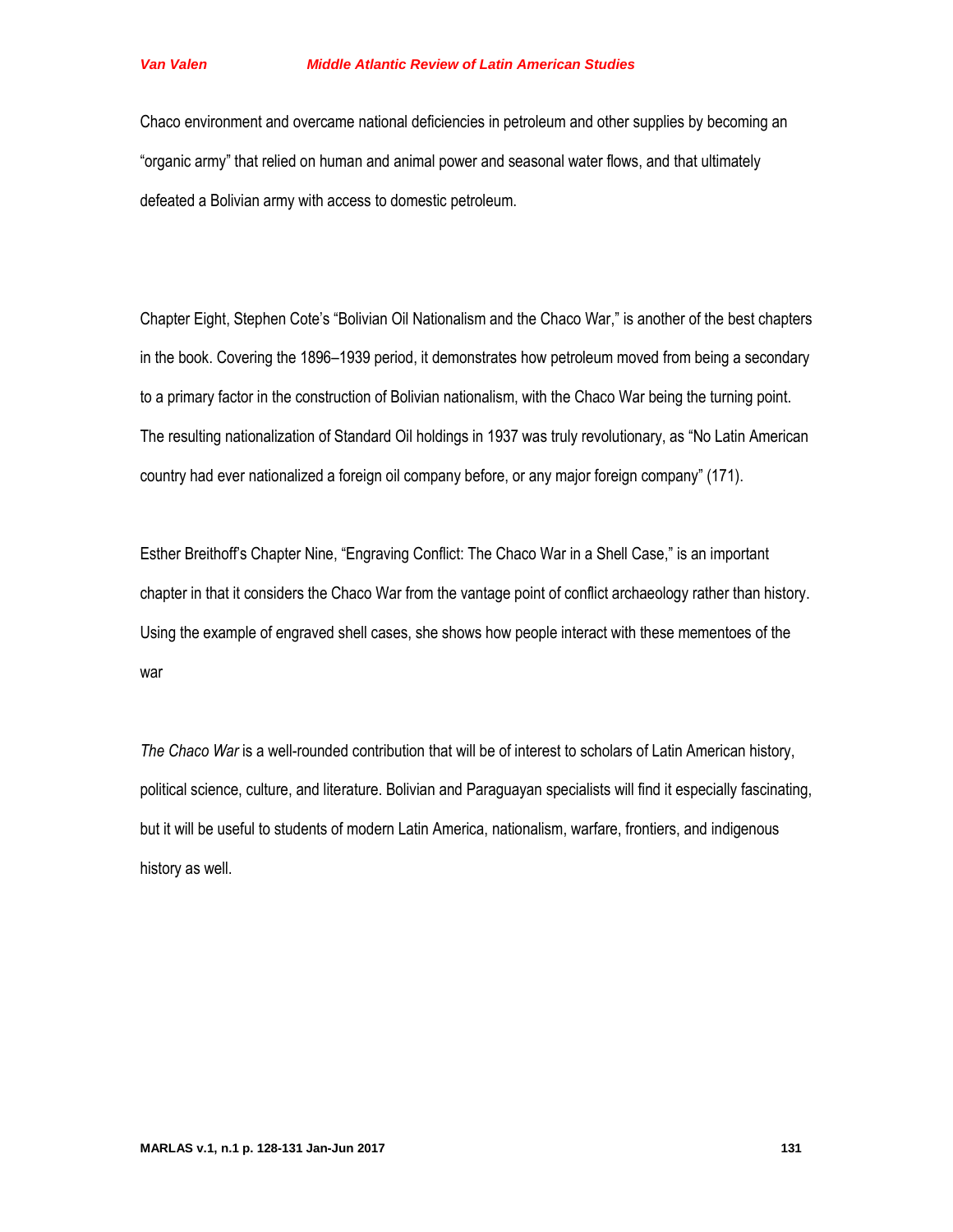Chaco environment and overcame national deficiencies in petroleum and other supplies by becoming an "organic army" that relied on human and animal power and seasonal water flows, and that ultimately defeated a Bolivian army with access to domestic petroleum.

Chapter Eight, Stephen Cote's "Bolivian Oil Nationalism and the Chaco War," is another of the best chapters in the book. Covering the 1896–1939 period, it demonstrates how petroleum moved from being a secondary to a primary factor in the construction of Bolivian nationalism, with the Chaco War being the turning point. The resulting nationalization of Standard Oil holdings in 1937 was truly revolutionary, as "No Latin American country had ever nationalized a foreign oil company before, or any major foreign company" (171).

Esther Breithoff's Chapter Nine, "Engraving Conflict: The Chaco War in a Shell Case," is an important chapter in that it considers the Chaco War from the vantage point of conflict archaeology rather than history. Using the example of engraved shell cases, she shows how people interact with these mementoes of the war

*The Chaco War* is a well-rounded contribution that will be of interest to scholars of Latin American history, political science, culture, and literature. Bolivian and Paraguayan specialists will find it especially fascinating, but it will be useful to students of modern Latin America, nationalism, warfare, frontiers, and indigenous history as well.